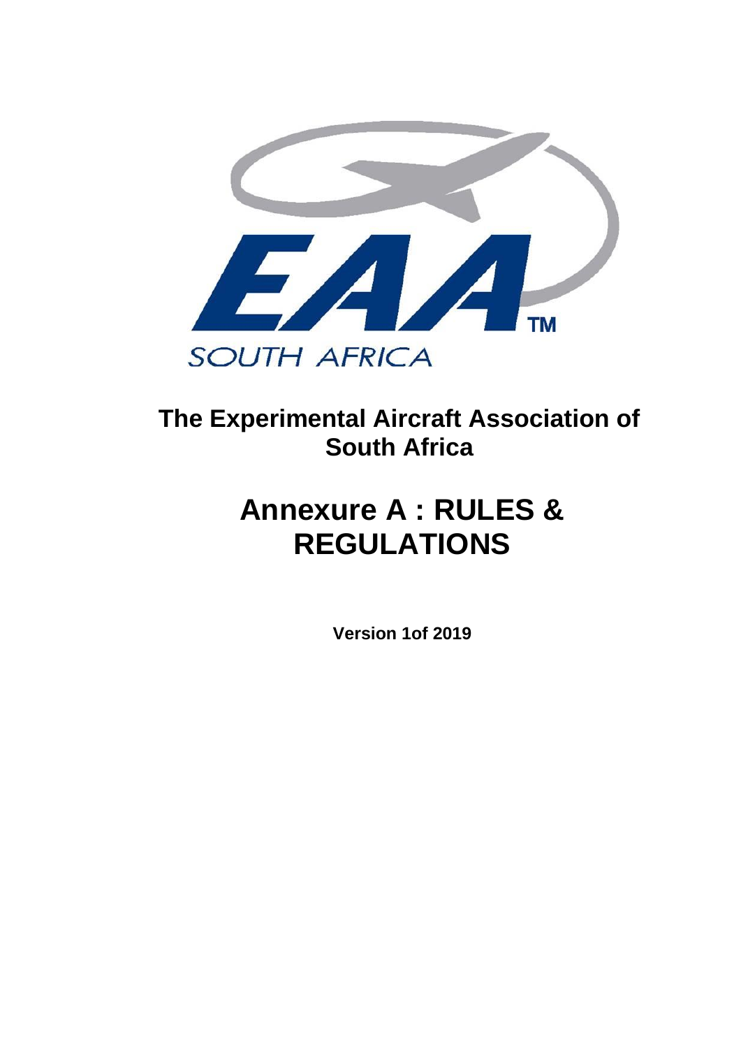EAA™ SOUTH AFRICA

# The Experimental Aircraft Association of South Africa

# Annexure A : RULES & REGULATIONS

**Version 1of 2019**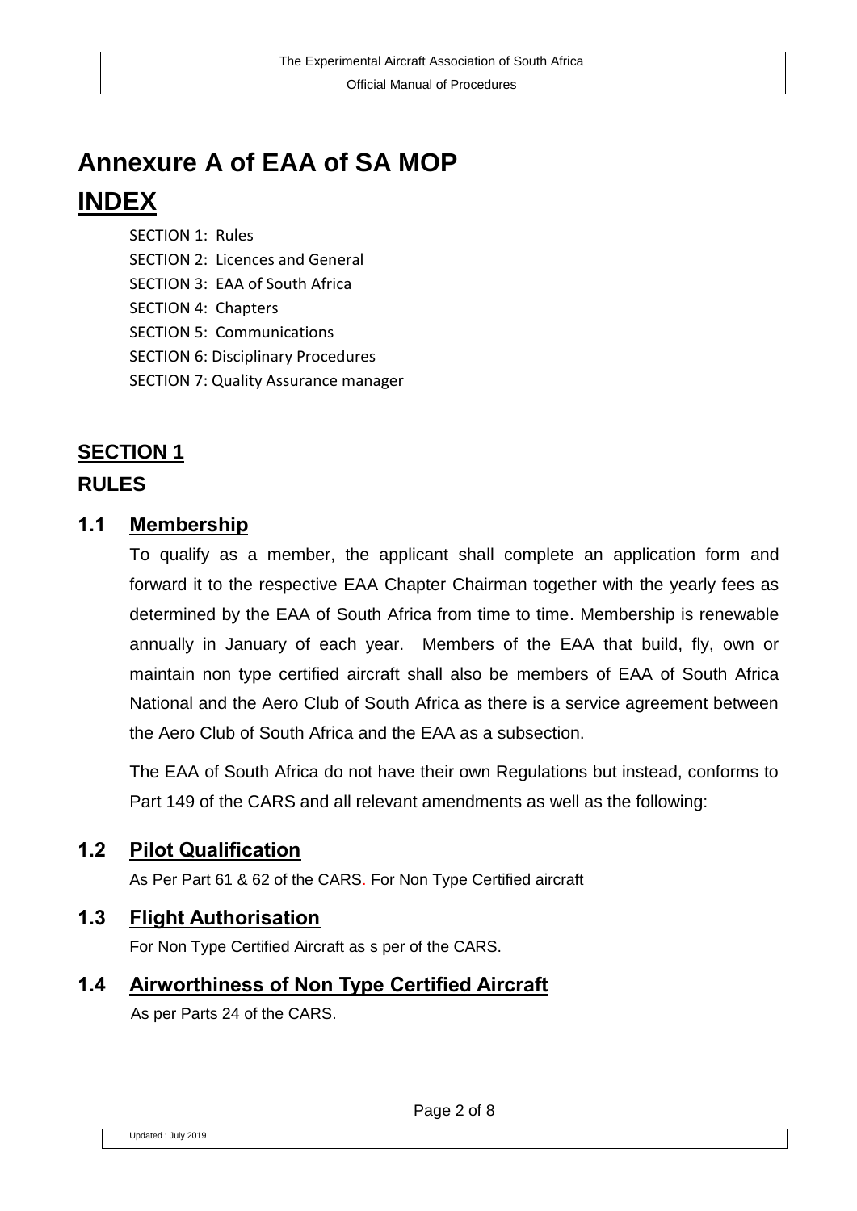# Annexure A of EAA of SA MOP

# INDEX

SECTION 1: Rules
SECTION 2: Licences and General
SECTION 3: EAA of South Africa
SECTION 4: Chapters
SECTION 5: Communications
SECTION 6: Disciplinary Procedures
SECTION 7: Quality Assurance manager

## SECTION 1

## RULES

### 1.1 Membership

To qualify as a member, the applicant shall complete an application form and forward it to the respective EAA Chapter Chairman together with the yearly fees as determined by the EAA of South Africa from time to time. Membership is renewable annually in January of each year. Members of the EAA that build, fly, own or maintain non type certified aircraft shall also be members of EAA of South Africa National and the Aero Club of South Africa as there is a service agreement between the Aero Club of South Africa and the EAA as a subsection.

The EAA of South Africa do not have their own Regulations but instead, conforms to Part 149 of the CARS and all relevant amendments as well as the following:

### 1.2 Pilot Qualification

As Per Part 61 & 62 of the CARS. For Non Type Certified aircraft

### 1.3 Flight Authorisation

For Non Type Certified Aircraft as s per of the CARS.

### 1.4 Airworthiness of Non Type Certified Aircraft

As per Parts 24 of the CARS.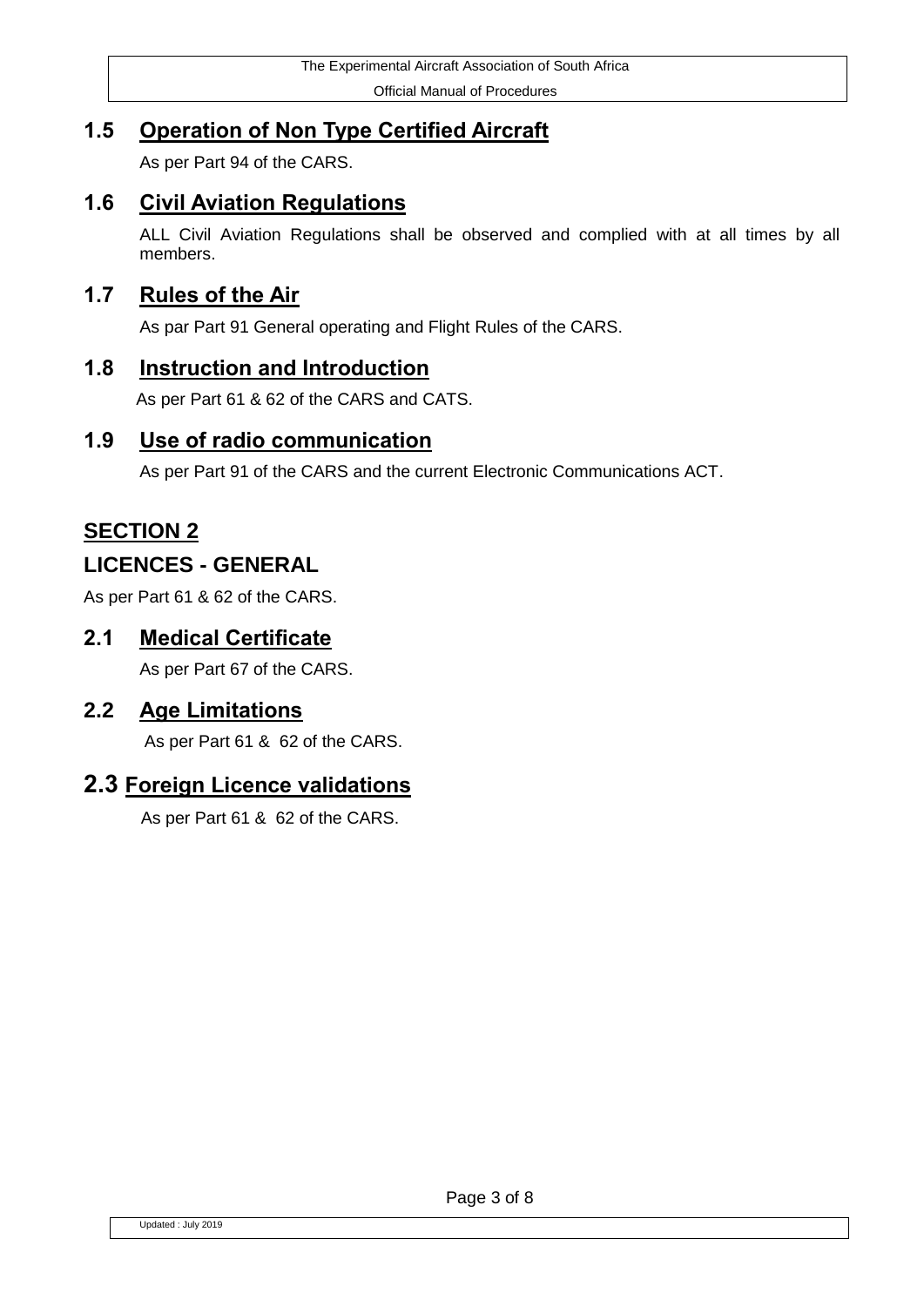## 1.5 Operation of Non Type Certified Aircraft

As per Part 94 of the CARS.

## 1.6 Civil Aviation Regulations

ALL Civil Aviation Regulations shall be observed and complied with at all times by all members.

## 1.7 Rules of the Air

As par Part 91 General operating and Flight Rules of the CARS.

## 1.8 Instruction and Introduction

As per Part 61 & 62 of the CARS and CATS.

## 1.9 Use of radio communication

As per Part 91 of the CARS and the current Electronic Communications ACT.

# SECTION 2

## LICENCES - GENERAL

As per Part 61 & 62 of the CARS.

## 2.1 Medical Certificate

As per Part 67 of the CARS.

## 2.2 Age Limitations

As per Part 61 & 62 of the CARS.

## 2.3 Foreign Licence validations

As per Part 61 & 62 of the CARS.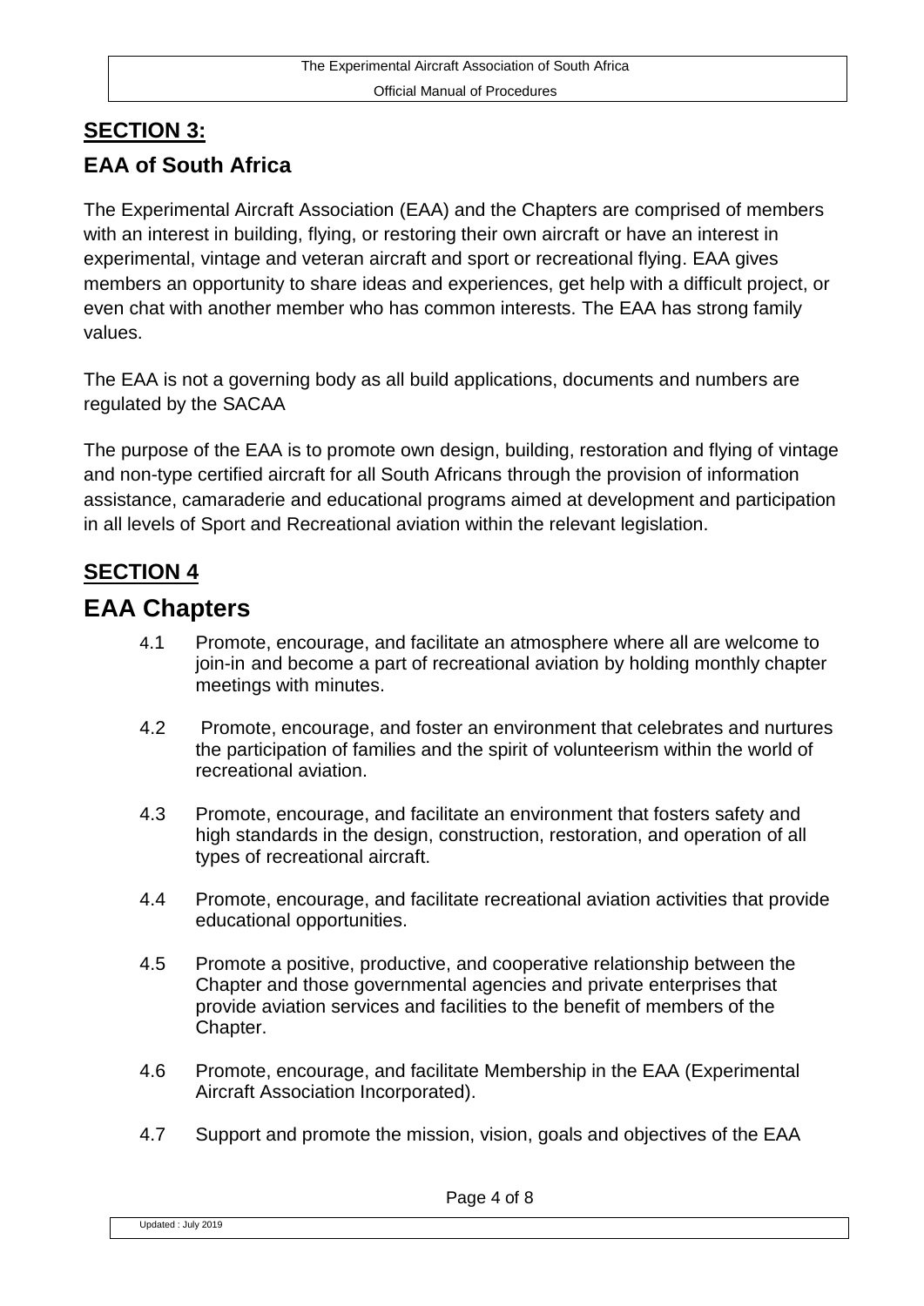## SECTION 3:

### EAA of South Africa

The Experimental Aircraft Association (EAA) and the Chapters are comprised of members with an interest in building, flying, or restoring their own aircraft or have an interest in experimental, vintage and veteran aircraft and sport or recreational flying. EAA gives members an opportunity to share ideas and experiences, get help with a difficult project, or even chat with another member who has common interests. The EAA has strong family values.

The EAA is not a governing body as all build applications, documents and numbers are regulated by the SACAA

The purpose of the EAA is to promote own design, building, restoration and flying of vintage and non-type certified aircraft for all South Africans through the provision of information assistance, camaraderie and educational programs aimed at development and participation in all levels of Sport and Recreational aviation within the relevant legislation.

## SECTION 4

## EAA Chapters

4.1 Promote, encourage, and facilitate an atmosphere where all are welcome to join-in and become a part of recreational aviation by holding monthly chapter meetings with minutes.

4.2 Promote, encourage, and foster an environment that celebrates and nurtures the participation of families and the spirit of volunteerism within the world of recreational aviation.

4.3 Promote, encourage, and facilitate an environment that fosters safety and high standards in the design, construction, restoration, and operation of all types of recreational aircraft.

4.4 Promote, encourage, and facilitate recreational aviation activities that provide educational opportunities.

4.5 Promote a positive, productive, and cooperative relationship between the Chapter and those governmental agencies and private enterprises that provide aviation services and facilities to the benefit of members of the Chapter.

4.6 Promote, encourage, and facilitate Membership in the EAA (Experimental Aircraft Association Incorporated).

4.7 Support and promote the mission, vision, goals and objectives of the EAA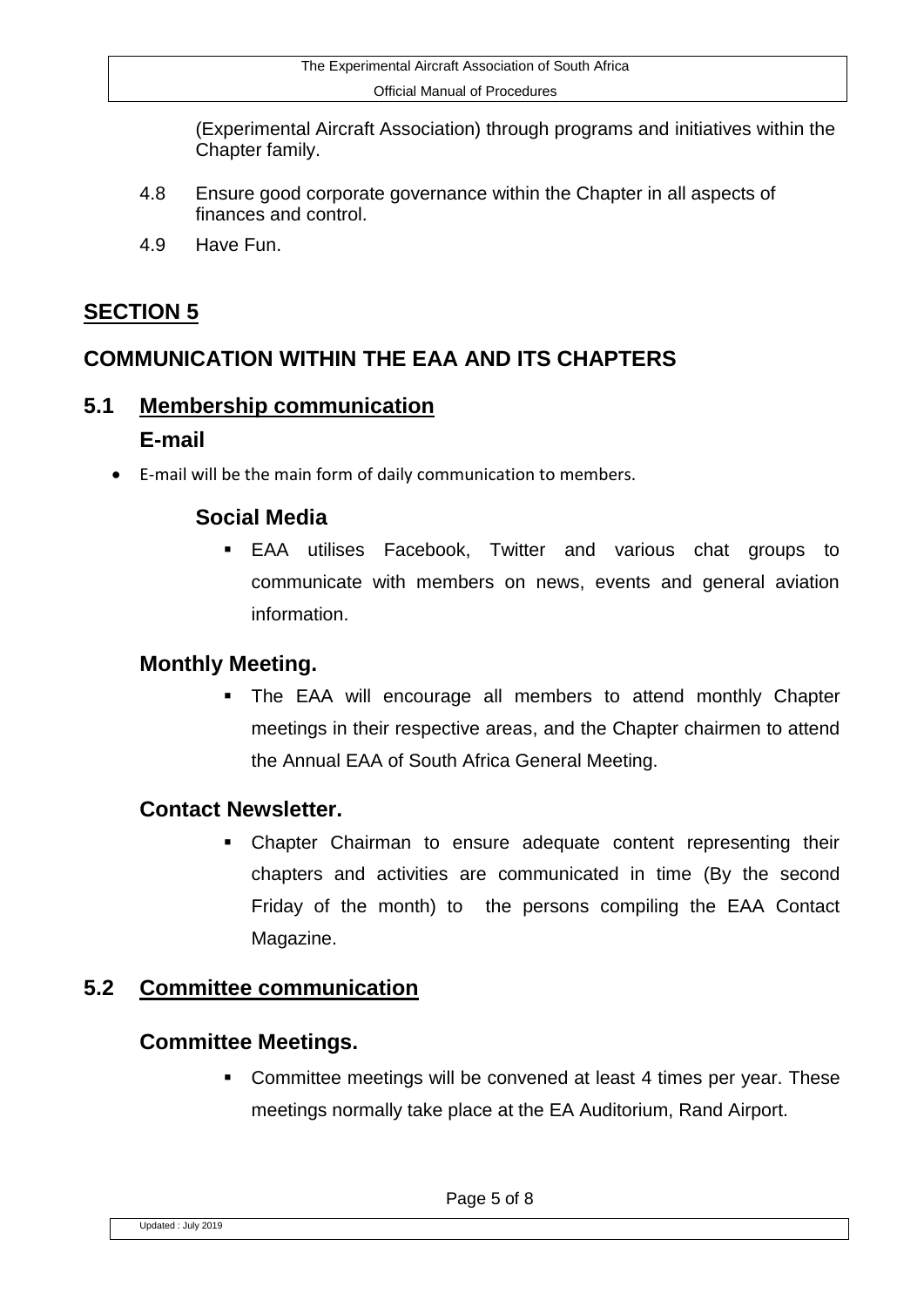(Experimental Aircraft Association) through programs and initiatives within the Chapter family.

4.8 Ensure good corporate governance within the Chapter in all aspects of finances and control.

4.9 Have Fun.

## SECTION 5

## COMMUNICATION WITHIN THE EAA AND ITS CHAPTERS

### 5.1 Membership communication

#### E-mail

- E-mail will be the main form of daily communication to members.

#### Social Media

- EAA utilises Facebook, Twitter and various chat groups to communicate with members on news, events and general aviation information.

#### Monthly Meeting.

- The EAA will encourage all members to attend monthly Chapter meetings in their respective areas, and the Chapter chairmen to attend the Annual EAA of South Africa General Meeting.

#### Contact Newsletter.

- Chapter Chairman to ensure adequate content representing their chapters and activities are communicated in time (By the second Friday of the month) to the persons compiling the EAA Contact Magazine.

### 5.2 Committee communication

#### Committee Meetings.

- Committee meetings will be convened at least 4 times per year. These meetings normally take place at the EA Auditorium, Rand Airport.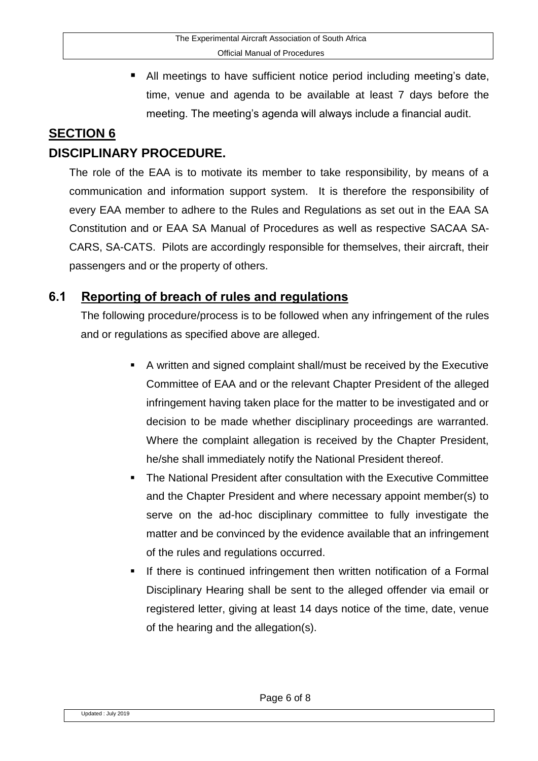- All meetings to have sufficient notice period including meeting's date, time, venue and agenda to be available at least 7 days before the meeting. The meeting's agenda will always include a financial audit.

## SECTION 6

## DISCIPLINARY PROCEDURE.

The role of the EAA is to motivate its member to take responsibility, by means of a communication and information support system. It is therefore the responsibility of every EAA member to adhere to the Rules and Regulations as set out in the EAA SA Constitution and or EAA SA Manual of Procedures as well as respective SACAA SA-CARS, SA-CATS. Pilots are accordingly responsible for themselves, their aircraft, their passengers and or the property of others.

### 6.1 Reporting of breach of rules and regulations

The following procedure/process is to be followed when any infringement of the rules and or regulations as specified above are alleged.

- A written and signed complaint shall/must be received by the Executive Committee of EAA and or the relevant Chapter President of the alleged infringement having taken place for the matter to be investigated and or decision to be made whether disciplinary proceedings are warranted. Where the complaint allegation is received by the Chapter President, he/she shall immediately notify the National President thereof.
- The National President after consultation with the Executive Committee and the Chapter President and where necessary appoint member(s) to serve on the ad-hoc disciplinary committee to fully investigate the matter and be convinced by the evidence available that an infringement of the rules and regulations occurred.
- If there is continued infringement then written notification of a Formal Disciplinary Hearing shall be sent to the alleged offender via email or registered letter, giving at least 14 days notice of the time, date, venue of the hearing and the allegation(s).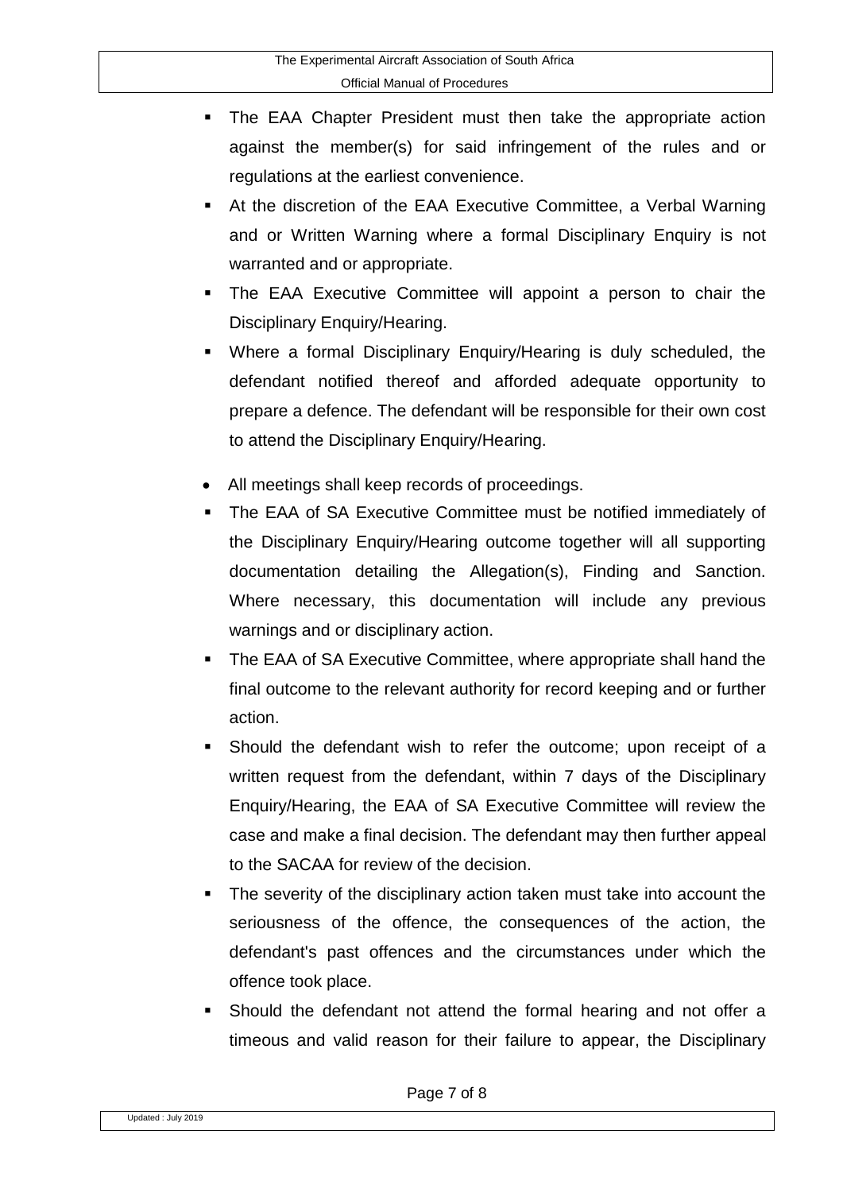- The EAA Chapter President must then take the appropriate action against the member(s) for said infringement of the rules and or regulations at the earliest convenience.
- At the discretion of the EAA Executive Committee, a Verbal Warning and or Written Warning where a formal Disciplinary Enquiry is not warranted and or appropriate.
- The EAA Executive Committee will appoint a person to chair the Disciplinary Enquiry/Hearing.
- Where a formal Disciplinary Enquiry/Hearing is duly scheduled, the defendant notified thereof and afforded adequate opportunity to prepare a defence. The defendant will be responsible for their own cost to attend the Disciplinary Enquiry/Hearing.
- All meetings shall keep records of proceedings.
- The EAA of SA Executive Committee must be notified immediately of the Disciplinary Enquiry/Hearing outcome together will all supporting documentation detailing the Allegation(s), Finding and Sanction. Where necessary, this documentation will include any previous warnings and or disciplinary action.
- The EAA of SA Executive Committee, where appropriate shall hand the final outcome to the relevant authority for record keeping and or further action.
- Should the defendant wish to refer the outcome; upon receipt of a written request from the defendant, within 7 days of the Disciplinary Enquiry/Hearing, the EAA of SA Executive Committee will review the case and make a final decision. The defendant may then further appeal to the SACAA for review of the decision.
- The severity of the disciplinary action taken must take into account the seriousness of the offence, the consequences of the action, the defendant's past offences and the circumstances under which the offence took place.
- Should the defendant not attend the formal hearing and not offer a timeous and valid reason for their failure to appear, the Disciplinary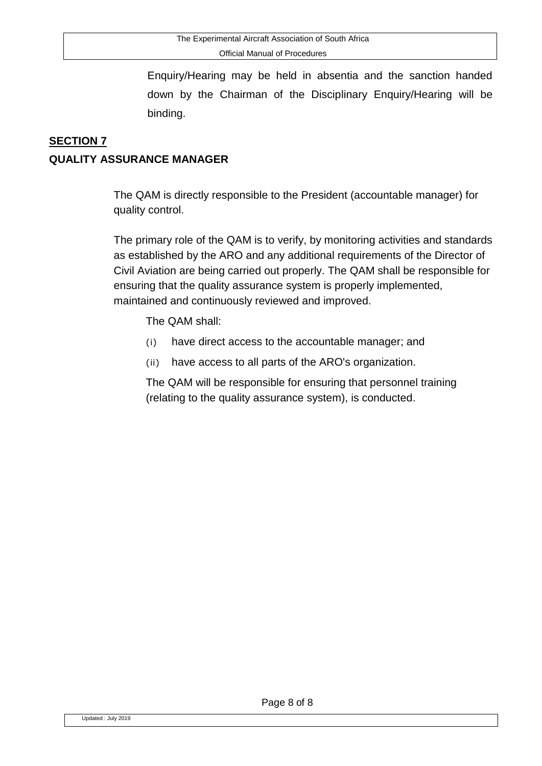Enquiry/Hearing may be held in absentia and the sanction handed down by the Chairman of the Disciplinary Enquiry/Hearing will be binding.

## **SECTION 7**

## QUALITY ASSURANCE MANAGER

The QAM is directly responsible to the President (accountable manager) for quality control.

The primary role of the QAM is to verify, by monitoring activities and standards as established by the ARO and any additional requirements of the Director of Civil Aviation are being carried out properly. The QAM shall be responsible for ensuring that the quality assurance system is properly implemented, maintained and continuously reviewed and improved.

The QAM shall:

(i) have direct access to the accountable manager; and

(ii) have access to all parts of the ARO's organization.

The QAM will be responsible for ensuring that personnel training (relating to the quality assurance system), is conducted.